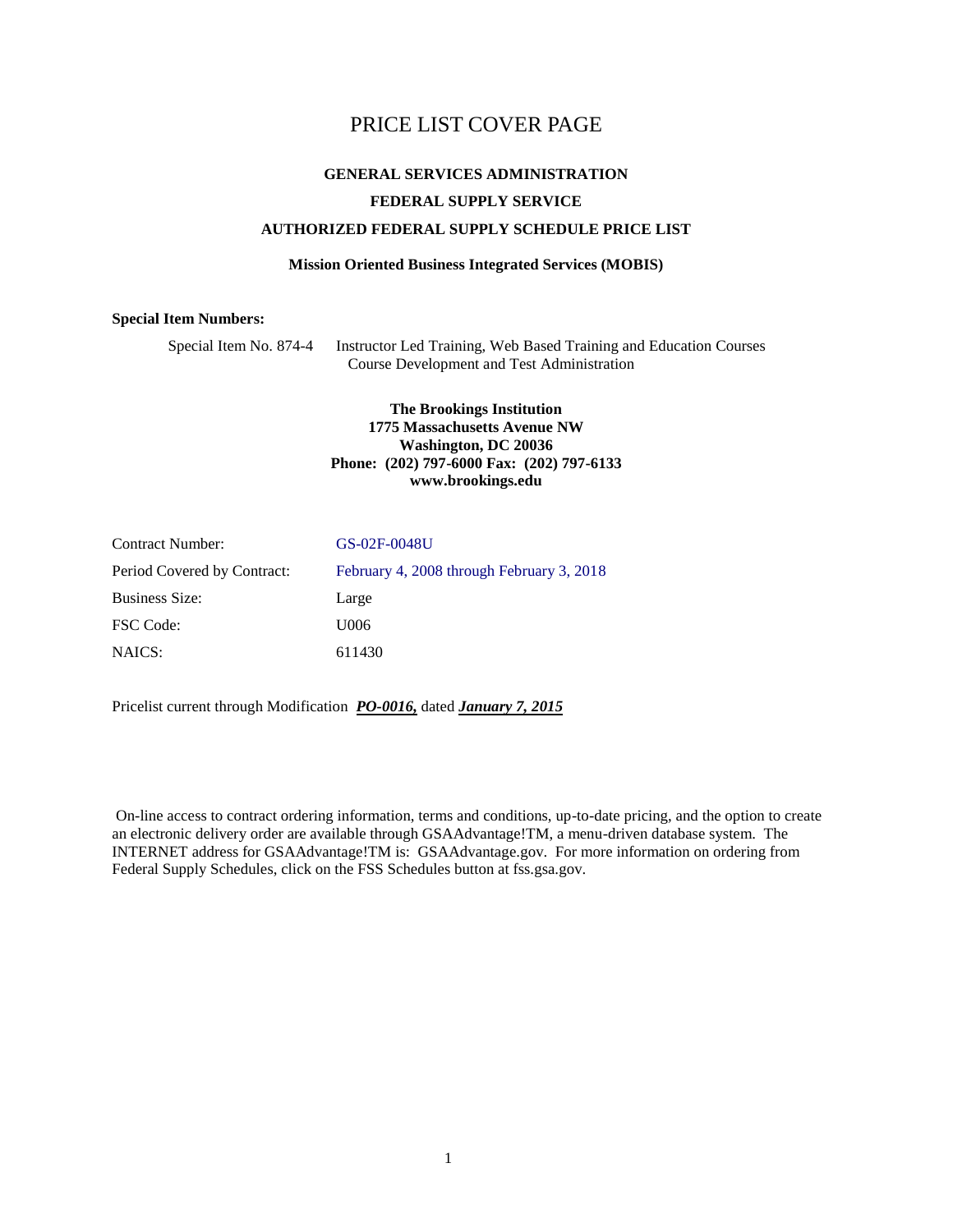# PRICE LIST COVER PAGE

**GENERAL SERVICES ADMINISTRATION**

**FEDERAL SUPPLY SERVICE**

**AUTHORIZED FEDERAL SUPPLY SCHEDULE PRICE LIST**

**Mission Oriented Business Integrated Services (MOBIS)**

**Special Item Numbers:**

Special Item No. 874-4 Instructor Led Training, Web Based Training and Education Courses Course Development and Test Administration

**The Brookings Institution**
**1775 Massachusetts Avenue NW**
**Washington, DC 20036**
**Phone: (202) 797-6000 Fax: (202) 797-6133**
**www.brookings.edu**

| | |
|---|---|
| Contract Number: | GS-02F-0048U |
| Period Covered by Contract: | February 4, 2008 through February 3, 2018 |
| Business Size: | Large |
| FSC Code: | U006 |
| NAICS: | 611430 |

Pricelist current through Modification ***PO-0016,*** dated ***January 7, 2015***

On-line access to contract ordering information, terms and conditions, up-to-date pricing, and the option to create an electronic delivery order are available through GSAAdvantage!TM, a menu-driven database system. The INTERNET address for GSAAdvantage!TM is: GSAAdvantage.gov. For more information on ordering from Federal Supply Schedules, click on the FSS Schedules button at fss.gsa.gov.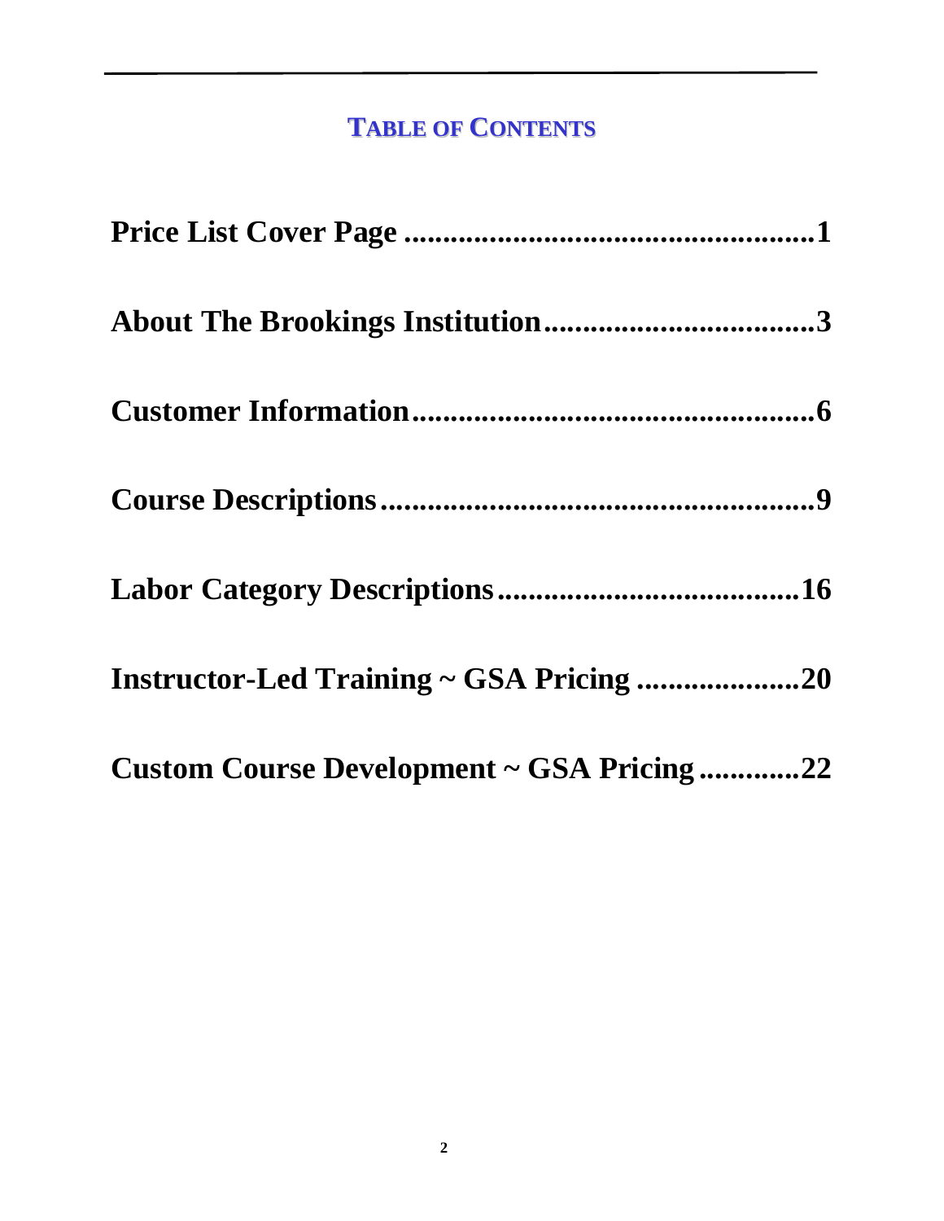# TABLE OF CONTENTS

**Price List Cover Page ..................................................1**

**About The Brookings Institution..................................3**

**Customer Information..................................................6**

**Course Descriptions.....................................................9**

**Labor Category Descriptions......................................16**

**Instructor-Led Training ~ GSA Pricing .....................20**

**Custom Course Development ~ GSA Pricing .............22**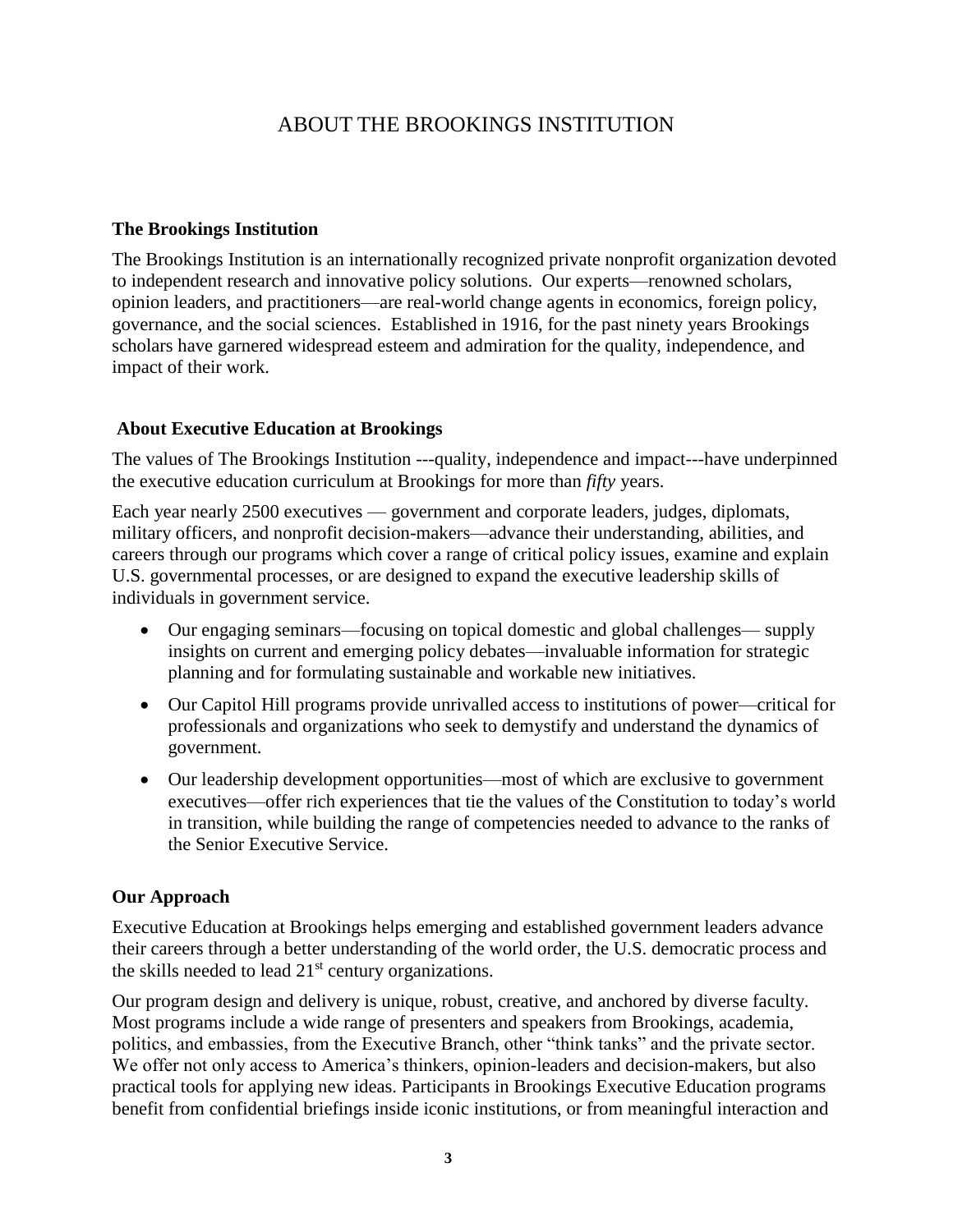# ABOUT THE BROOKINGS INSTITUTION

## The Brookings Institution

The Brookings Institution is an internationally recognized private nonprofit organization devoted to independent research and innovative policy solutions. Our experts—renowned scholars, opinion leaders, and practitioners—are real-world change agents in economics, foreign policy, governance, and the social sciences. Established in 1916, for the past ninety years Brookings scholars have garnered widespread esteem and admiration for the quality, independence, and impact of their work.

## About Executive Education at Brookings

The values of The Brookings Institution ---quality, independence and impact---have underpinned the executive education curriculum at Brookings for more than *fifty* years.

Each year nearly 2500 executives — government and corporate leaders, judges, diplomats, military officers, and nonprofit decision-makers—advance their understanding, abilities, and careers through our programs which cover a range of critical policy issues, examine and explain U.S. governmental processes, or are designed to expand the executive leadership skills of individuals in government service.

- Our engaging seminars—focusing on topical domestic and global challenges— supply insights on current and emerging policy debates—invaluable information for strategic planning and for formulating sustainable and workable new initiatives.
- Our Capitol Hill programs provide unrivalled access to institutions of power—critical for professionals and organizations who seek to demystify and understand the dynamics of government.
- Our leadership development opportunities—most of which are exclusive to government executives—offer rich experiences that tie the values of the Constitution to today's world in transition, while building the range of competencies needed to advance to the ranks of the Senior Executive Service.

## Our Approach

Executive Education at Brookings helps emerging and established government leaders advance their careers through a better understanding of the world order, the U.S. democratic process and the skills needed to lead 21st century organizations.

Our program design and delivery is unique, robust, creative, and anchored by diverse faculty. Most programs include a wide range of presenters and speakers from Brookings, academia, politics, and embassies, from the Executive Branch, other "think tanks" and the private sector. We offer not only access to America's thinkers, opinion-leaders and decision-makers, but also practical tools for applying new ideas. Participants in Brookings Executive Education programs benefit from confidential briefings inside iconic institutions, or from meaningful interaction and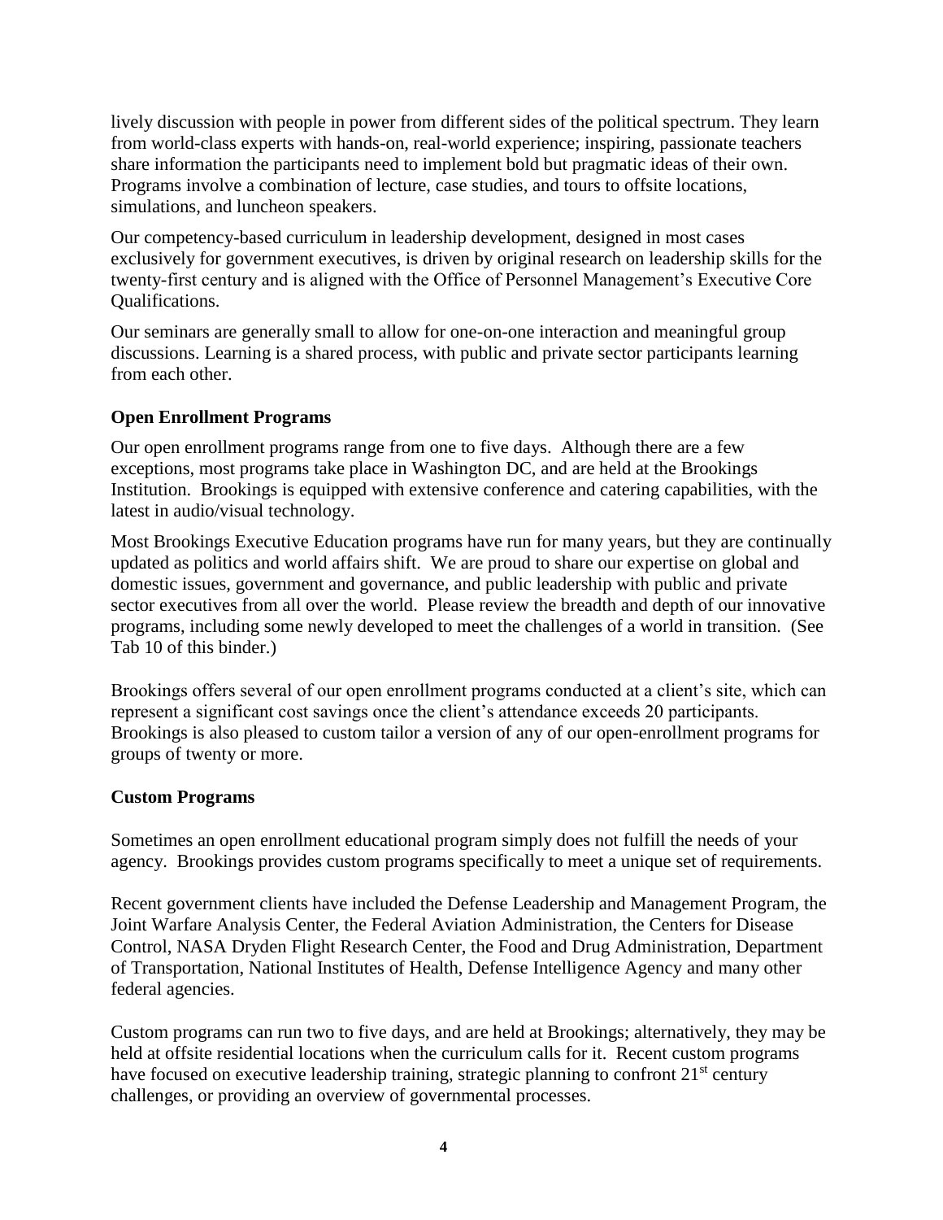lively discussion with people in power from different sides of the political spectrum. They learn from world-class experts with hands-on, real-world experience; inspiring, passionate teachers share information the participants need to implement bold but pragmatic ideas of their own. Programs involve a combination of lecture, case studies, and tours to offsite locations, simulations, and luncheon speakers.

Our competency-based curriculum in leadership development, designed in most cases exclusively for government executives, is driven by original research on leadership skills for the twenty-first century and is aligned with the Office of Personnel Management's Executive Core Qualifications.

Our seminars are generally small to allow for one-on-one interaction and meaningful group discussions. Learning is a shared process, with public and private sector participants learning from each other.

### Open Enrollment Programs

Our open enrollment programs range from one to five days. Although there are a few exceptions, most programs take place in Washington DC, and are held at the Brookings Institution. Brookings is equipped with extensive conference and catering capabilities, with the latest in audio/visual technology.

Most Brookings Executive Education programs have run for many years, but they are continually updated as politics and world affairs shift. We are proud to share our expertise on global and domestic issues, government and governance, and public leadership with public and private sector executives from all over the world. Please review the breadth and depth of our innovative programs, including some newly developed to meet the challenges of a world in transition. (See Tab 10 of this binder.)

Brookings offers several of our open enrollment programs conducted at a client's site, which can represent a significant cost savings once the client's attendance exceeds 20 participants. Brookings is also pleased to custom tailor a version of any of our open-enrollment programs for groups of twenty or more.

### Custom Programs

Sometimes an open enrollment educational program simply does not fulfill the needs of your agency. Brookings provides custom programs specifically to meet a unique set of requirements.

Recent government clients have included the Defense Leadership and Management Program, the Joint Warfare Analysis Center, the Federal Aviation Administration, the Centers for Disease Control, NASA Dryden Flight Research Center, the Food and Drug Administration, Department of Transportation, National Institutes of Health, Defense Intelligence Agency and many other federal agencies.

Custom programs can run two to five days, and are held at Brookings; alternatively, they may be held at offsite residential locations when the curriculum calls for it. Recent custom programs have focused on executive leadership training, strategic planning to confront 21st century challenges, or providing an overview of governmental processes.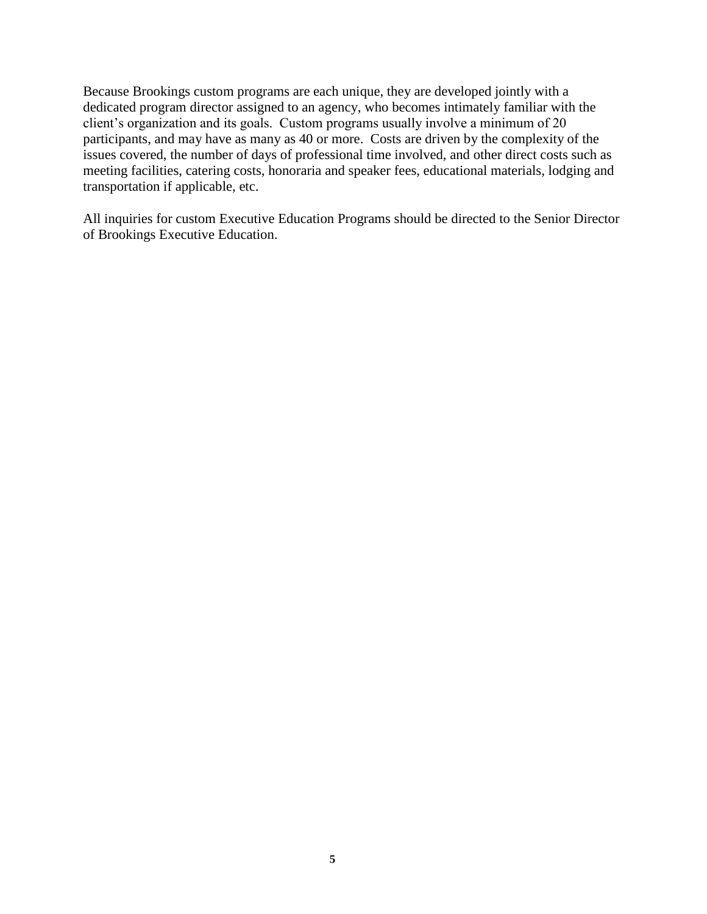Because Brookings custom programs are each unique, they are developed jointly with a dedicated program director assigned to an agency, who becomes intimately familiar with the client's organization and its goals. Custom programs usually involve a minimum of 20 participants, and may have as many as 40 or more. Costs are driven by the complexity of the issues covered, the number of days of professional time involved, and other direct costs such as meeting facilities, catering costs, honoraria and speaker fees, educational materials, lodging and transportation if applicable, etc.

All inquiries for custom Executive Education Programs should be directed to the Senior Director of Brookings Executive Education.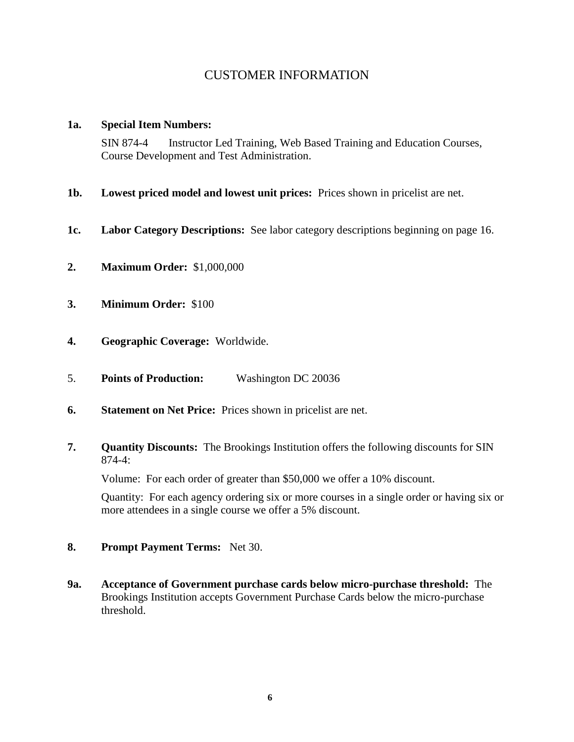# CUSTOMER INFORMATION

**1a. Special Item Numbers:**

SIN 874-4 Instructor Led Training, Web Based Training and Education Courses, Course Development and Test Administration.

**1b. Lowest priced model and lowest unit prices:** Prices shown in pricelist are net.

**1c. Labor Category Descriptions:** See labor category descriptions beginning on page 16.

**2. Maximum Order:** $1,000,000

**3. Minimum Order:** $100

**4. Geographic Coverage:** Worldwide.

5. **Points of Production:** Washington DC 20036

**6. Statement on Net Price:** Prices shown in pricelist are net.

**7. Quantity Discounts:** The Brookings Institution offers the following discounts for SIN 874-4:

Volume: For each order of greater than $50,000 we offer a 10% discount.

Quantity: For each agency ordering six or more courses in a single order or having six or more attendees in a single course we offer a 5% discount.

**8. Prompt Payment Terms:** Net 30.

**9a. Acceptance of Government purchase cards below micro-purchase threshold:** The Brookings Institution accepts Government Purchase Cards below the micro-purchase threshold.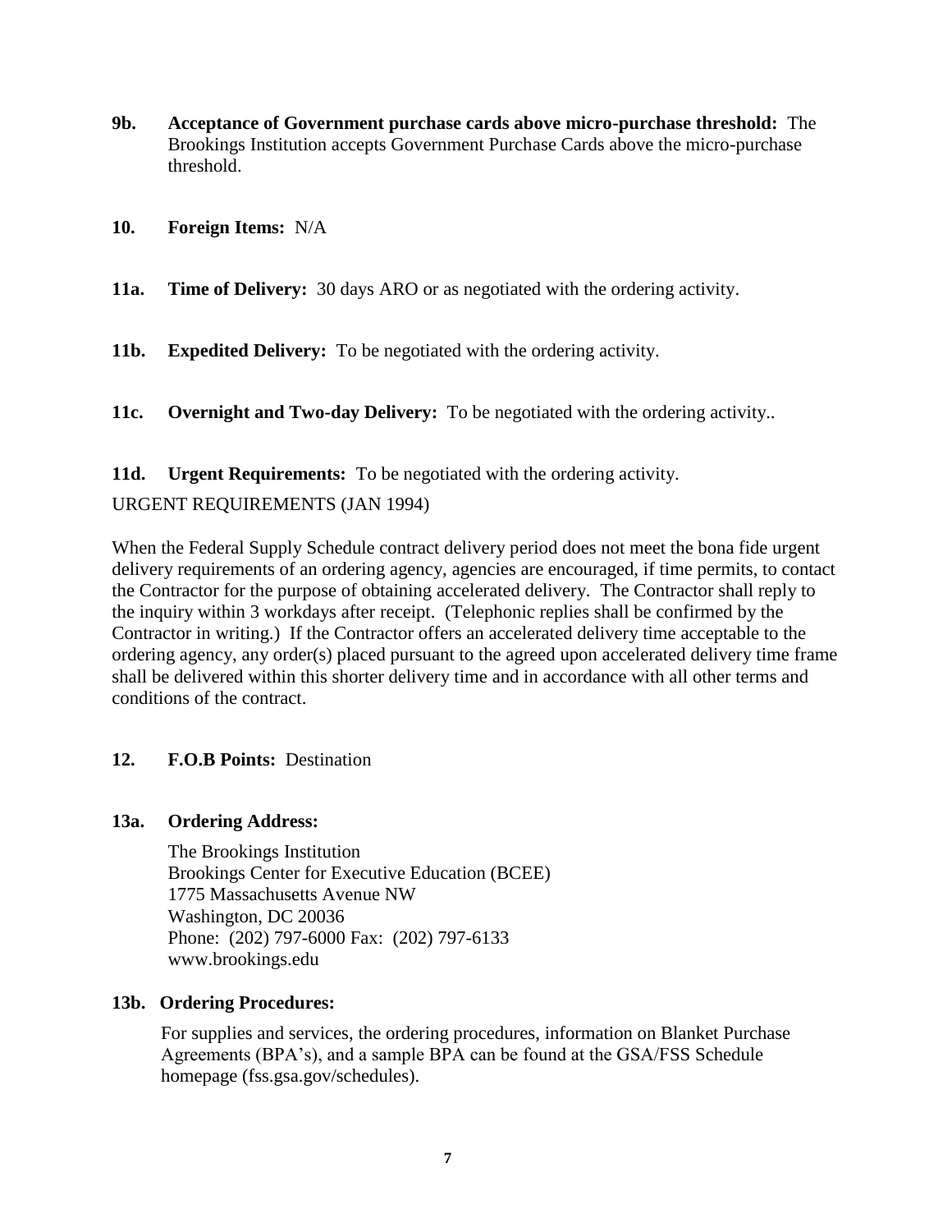**9b. Acceptance of Government purchase cards above micro-purchase threshold:** The Brookings Institution accepts Government Purchase Cards above the micro-purchase threshold.

**10. Foreign Items:** N/A

**11a. Time of Delivery:** 30 days ARO or as negotiated with the ordering activity.

**11b. Expedited Delivery:** To be negotiated with the ordering activity.

**11c. Overnight and Two-day Delivery:** To be negotiated with the ordering activity..

**11d. Urgent Requirements:** To be negotiated with the ordering activity.

URGENT REQUIREMENTS (JAN 1994)

When the Federal Supply Schedule contract delivery period does not meet the bona fide urgent delivery requirements of an ordering agency, agencies are encouraged, if time permits, to contact the Contractor for the purpose of obtaining accelerated delivery. The Contractor shall reply to the inquiry within 3 workdays after receipt. (Telephonic replies shall be confirmed by the Contractor in writing.) If the Contractor offers an accelerated delivery time acceptable to the ordering agency, any order(s) placed pursuant to the agreed upon accelerated delivery time frame shall be delivered within this shorter delivery time and in accordance with all other terms and conditions of the contract.

**12. F.O.B Points:** Destination

**13a. Ordering Address:**

The Brookings Institution
Brookings Center for Executive Education (BCEE)
1775 Massachusetts Avenue NW
Washington, DC 20036
Phone: (202) 797-6000 Fax: (202) 797-6133
www.brookings.edu

**13b. Ordering Procedures:**

For supplies and services, the ordering procedures, information on Blanket Purchase Agreements (BPA's), and a sample BPA can be found at the GSA/FSS Schedule homepage (fss.gsa.gov/schedules).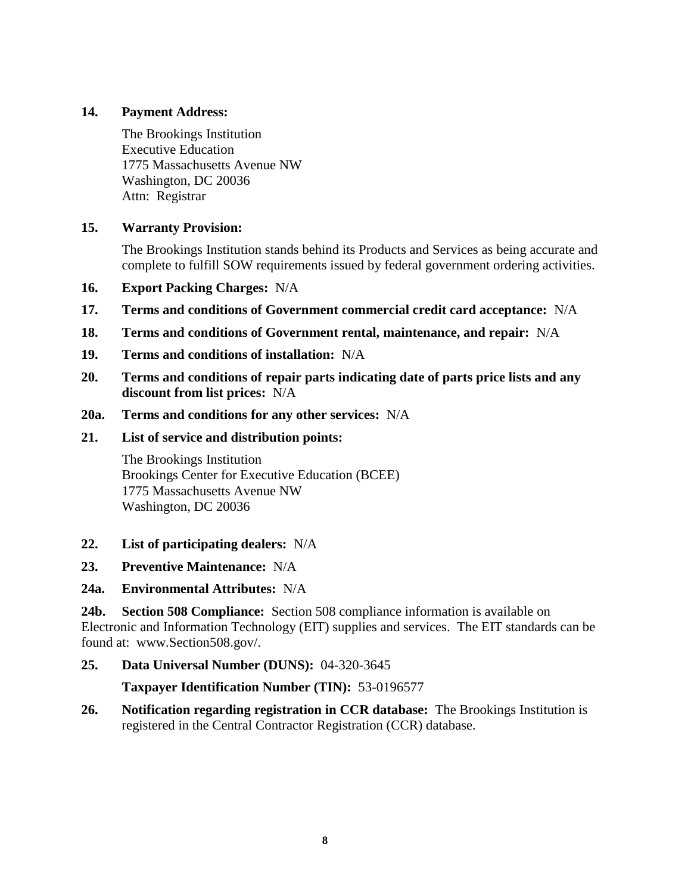**14. Payment Address:**

The Brookings Institution
Executive Education
1775 Massachusetts Avenue NW
Washington, DC 20036
Attn: Registrar

**15. Warranty Provision:**

The Brookings Institution stands behind its Products and Services as being accurate and complete to fulfill SOW requirements issued by federal government ordering activities.

**16. Export Packing Charges:** N/A

**17. Terms and conditions of Government commercial credit card acceptance:** N/A

**18. Terms and conditions of Government rental, maintenance, and repair:** N/A

**19. Terms and conditions of installation:** N/A

**20. Terms and conditions of repair parts indicating date of parts price lists and any discount from list prices:** N/A

**20a. Terms and conditions for any other services:** N/A

**21. List of service and distribution points:**

The Brookings Institution
Brookings Center for Executive Education (BCEE)
1775 Massachusetts Avenue NW
Washington, DC 20036

**22. List of participating dealers:** N/A

**23. Preventive Maintenance:** N/A

**24a. Environmental Attributes:** N/A

**24b. Section 508 Compliance:** Section 508 compliance information is available on Electronic and Information Technology (EIT) supplies and services. The EIT standards can be found at: www.Section508.gov/.

**25. Data Universal Number (DUNS):** 04-320-3645

**Taxpayer Identification Number (TIN):** 53-0196577

**26. Notification regarding registration in CCR database:** The Brookings Institution is registered in the Central Contractor Registration (CCR) database.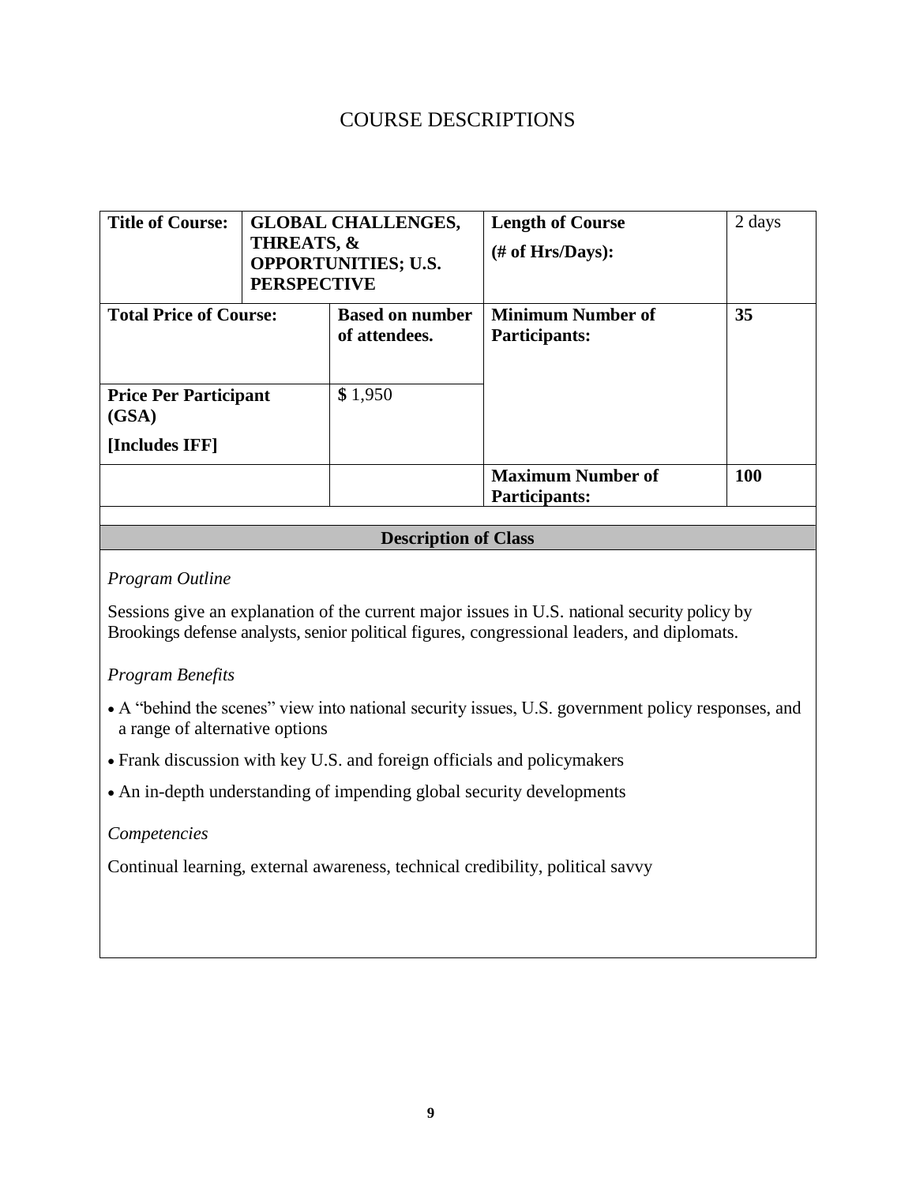# COURSE DESCRIPTIONS

| **Title of Course:** | **GLOBAL CHALLENGES, THREATS, & OPPORTUNITIES; U.S. PERSPECTIVE** | | **Length of Course (# of Hrs/Days):** | 2 days |
|---|---|---|---|---|
| **Total Price of Course:** | | **Based on number of attendees.** | **Minimum Number of Participants:** | **35** |
| **Price Per Participant (GSA) [Includes IFF]** | | **$** 1,950 | | |
| | | | **Maximum Number of Participants:** | **100** |

**Description of Class**

*Program Outline*

Sessions give an explanation of the current major issues in U.S. national security policy by Brookings defense analysts, senior political figures, congressional leaders, and diplomats.

*Program Benefits*

- A "behind the scenes" view into national security issues, U.S. government policy responses, and a range of alternative options
- Frank discussion with key U.S. and foreign officials and policymakers
- An in-depth understanding of impending global security developments

*Competencies*

Continual learning, external awareness, technical credibility, political savvy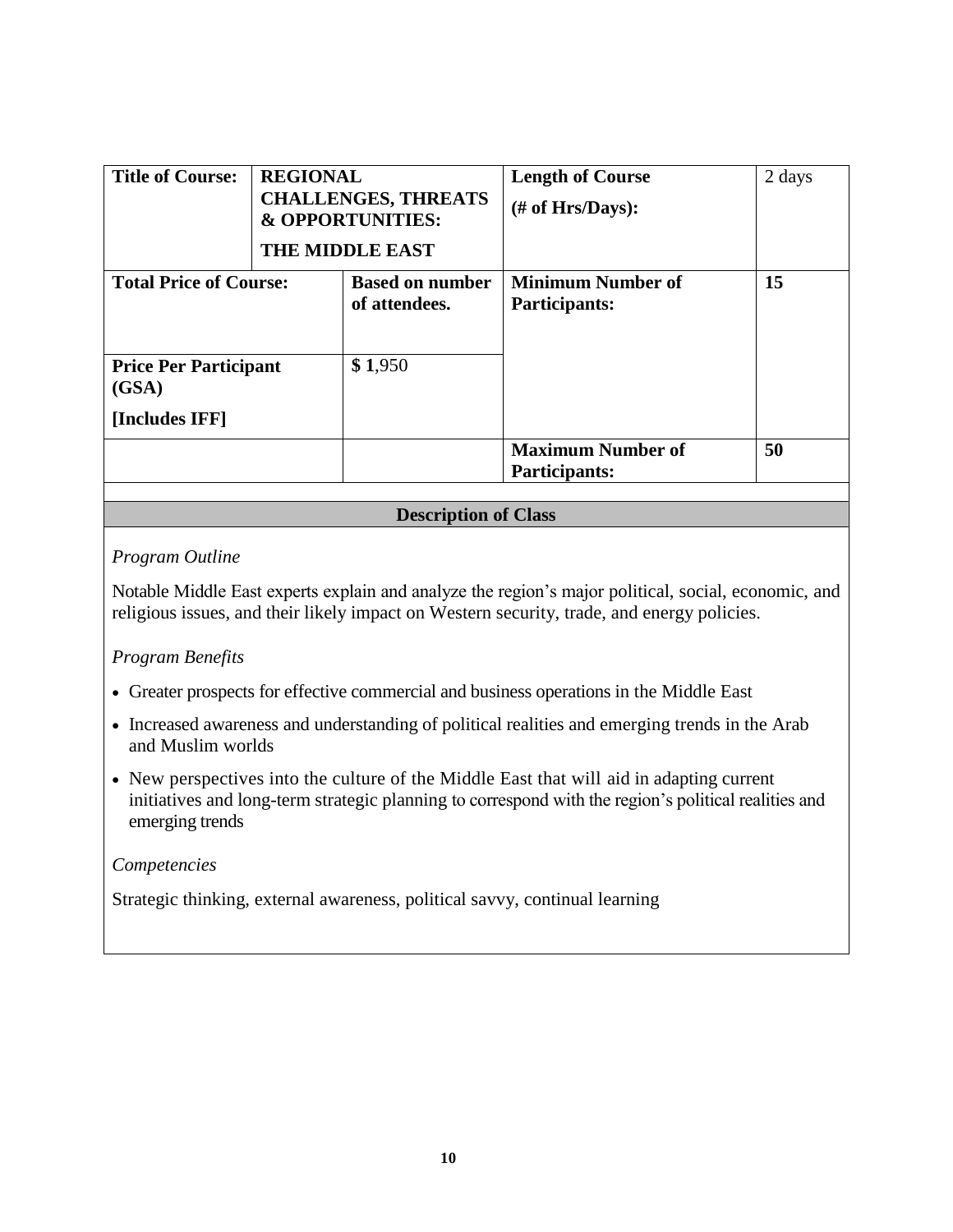| **Title of Course:** | **REGIONAL CHALLENGES, THREATS & OPPORTUNITIES: THE MIDDLE EAST** | | **Length of Course (# of Hrs/Days):** | 2 days |
|---|---|---|---|---|
| **Total Price of Course:** | | **Based on number of attendees.** | **Minimum Number of Participants:** | **15** |
| **Price Per Participant (GSA) [Includes IFF]** | | **$ 1**,950 | | |
| | | | **Maximum Number of Participants:** | **50** |

**Description of Class**

*Program Outline*

Notable Middle East experts explain and analyze the region's major political, social, economic, and religious issues, and their likely impact on Western security, trade, and energy policies.

*Program Benefits*

- Greater prospects for effective commercial and business operations in the Middle East
- Increased awareness and understanding of political realities and emerging trends in the Arab and Muslim worlds
- New perspectives into the culture of the Middle East that will aid in adapting current initiatives and long-term strategic planning to correspond with the region's political realities and emerging trends

*Competencies*

Strategic thinking, external awareness, political savvy, continual learning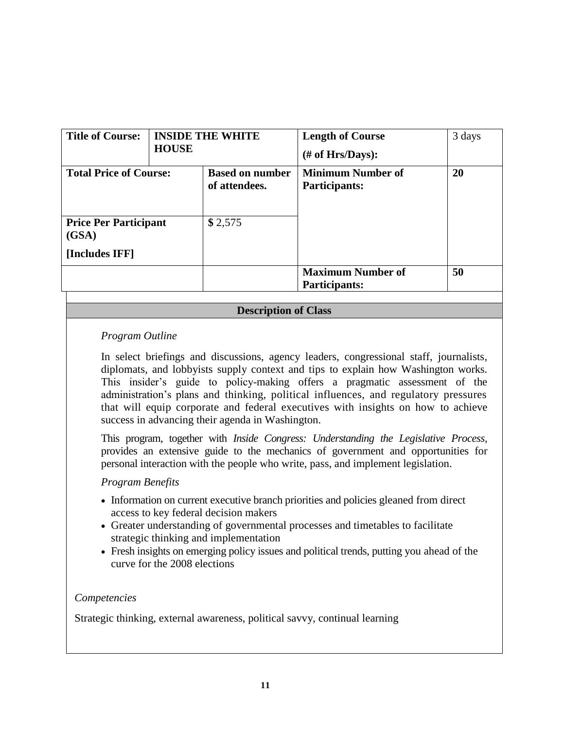| **Title of Course:** | **INSIDE THE WHITE HOUSE** | | **Length of Course (# of Hrs/Days):** | 3 days |
|---|---|---|---|---|
| **Total Price of Course:** | | **Based on number of attendees.** | **Minimum Number of Participants:** | **20** |
| **Price Per Participant (GSA) [Includes IFF]** | | **$** 2,575 | | |
| | | | **Maximum Number of Participants:** | **50** |

| **Description of Class** |
|---|

*Program Outline*

In select briefings and discussions, agency leaders, congressional staff, journalists, diplomats, and lobbyists supply context and tips to explain how Washington works. This insider's guide to policy-making offers a pragmatic assessment of the administration's plans and thinking, political influences, and regulatory pressures that will equip corporate and federal executives with insights on how to achieve success in advancing their agenda in Washington.

This program, together with *Inside Congress: Understanding the Legislative Process,* provides an extensive guide to the mechanics of government and opportunities for personal interaction with the people who write, pass, and implement legislation.

*Program Benefits*

- Information on current executive branch priorities and policies gleaned from direct access to key federal decision makers
- Greater understanding of governmental processes and timetables to facilitate strategic thinking and implementation
- Fresh insights on emerging policy issues and political trends, putting you ahead of the curve for the 2008 elections

*Competencies*

Strategic thinking, external awareness, political savvy, continual learning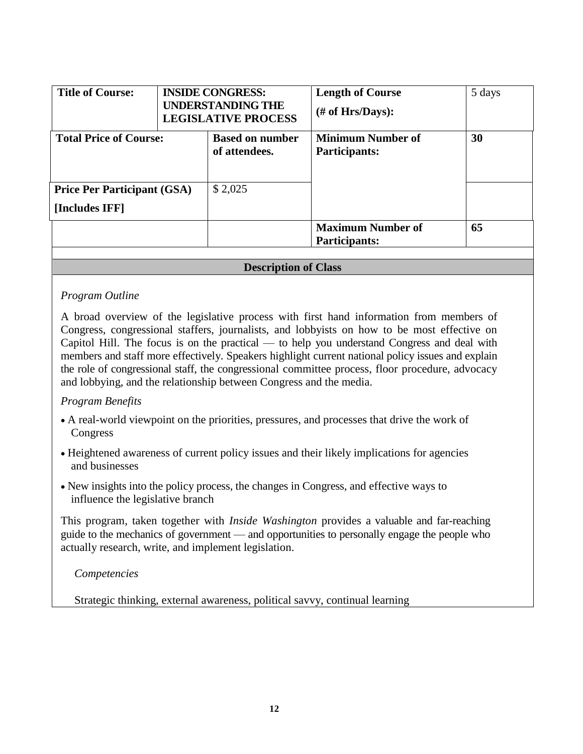| Title of Course: | INSIDE CONGRESS: UNDERSTANDING THE LEGISLATIVE PROCESS | Length of Course (# of Hrs/Days): | 5 days |
| --- | --- | --- | --- |
| **Total Price of Course:** | **Based on number of attendees.** | **Minimum Number of Participants:** | **30** |
| **Price Per Participant (GSA) [Includes IFF]** | $ 2,025 | | |
| | | **Maximum Number of Participants:** | **65** |

## Description of Class

*Program Outline*

A broad overview of the legislative process with first hand information from members of Congress, congressional staffers, journalists, and lobbyists on how to be most effective on Capitol Hill. The focus is on the practical — to help you understand Congress and deal with members and staff more effectively. Speakers highlight current national policy issues and explain the role of congressional staff, the congressional committee process, floor procedure, advocacy and lobbying, and the relationship between Congress and the media.

*Program Benefits*

- A real-world viewpoint on the priorities, pressures, and processes that drive the work of Congress
- Heightened awareness of current policy issues and their likely implications for agencies and businesses
- New insights into the policy process, the changes in Congress, and effective ways to influence the legislative branch

This program, taken together with *Inside Washington* provides a valuable and far-reaching guide to the mechanics of government — and opportunities to personally engage the people who actually research, write, and implement legislation.

*Competencies*

Strategic thinking, external awareness, political savvy, continual learning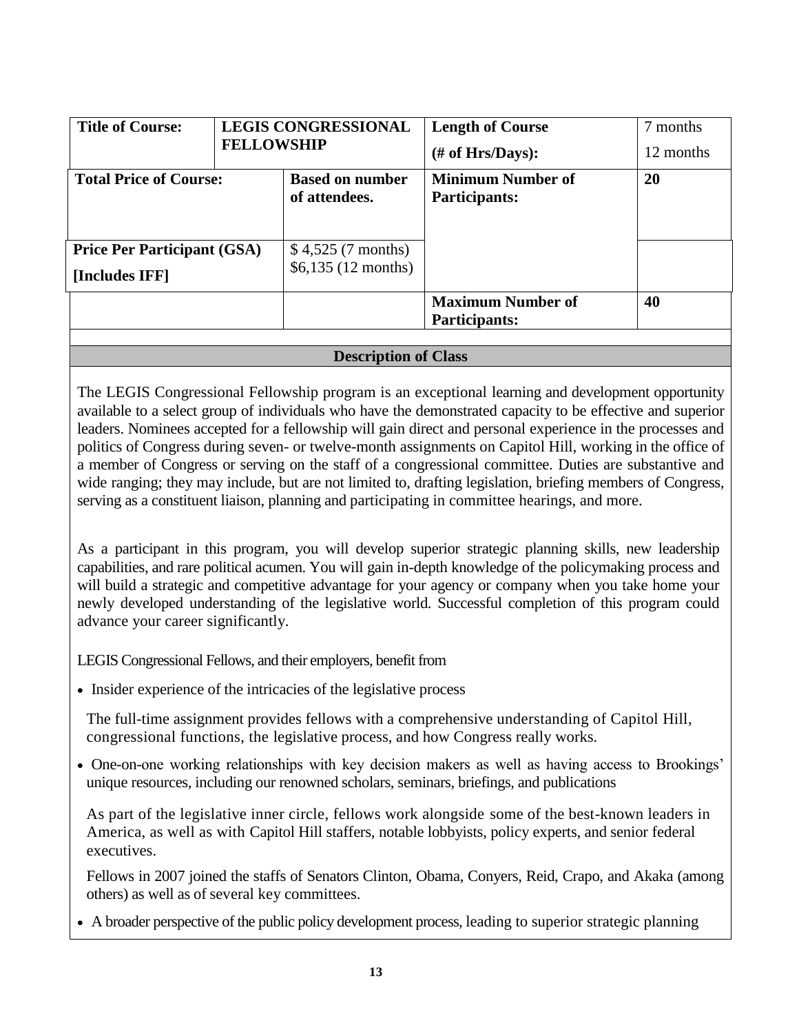| Title of Course: | LEGIS CONGRESSIONAL FELLOWSHIP | | Length of Course (# of Hrs/Days): | 7 months<br>12 months |
|---|---|---|---|---|
| **Total Price of Course:** | | **Based on number of attendees.** | **Minimum Number of Participants:** | **20** |
| **Price Per Participant (GSA) [Includes IFF]** | | $ 4,525 (7 months)<br>$6,135 (12 months) | | |
| | | | **Maximum Number of Participants:** | **40** |

## Description of Class

The LEGIS Congressional Fellowship program is an exceptional learning and development opportunity available to a select group of individuals who have the demonstrated capacity to be effective and superior leaders. Nominees accepted for a fellowship will gain direct and personal experience in the processes and politics of Congress during seven- or twelve-month assignments on Capitol Hill, working in the office of a member of Congress or serving on the staff of a congressional committee. Duties are substantive and wide ranging; they may include, but are not limited to, drafting legislation, briefing members of Congress, serving as a constituent liaison, planning and participating in committee hearings, and more.

As a participant in this program, you will develop superior strategic planning skills, new leadership capabilities, and rare political acumen. You will gain in-depth knowledge of the policymaking process and will build a strategic and competitive advantage for your agency or company when you take home your newly developed understanding of the legislative world. Successful completion of this program could advance your career significantly.

LEGIS Congressional Fellows, and their employers, benefit from

- Insider experience of the intricacies of the legislative process

  The full-time assignment provides fellows with a comprehensive understanding of Capitol Hill, congressional functions, the legislative process, and how Congress really works.

- One-on-one working relationships with key decision makers as well as having access to Brookings' unique resources, including our renowned scholars, seminars, briefings, and publications

  As part of the legislative inner circle, fellows work alongside some of the best-known leaders in America, as well as with Capitol Hill staffers, notable lobbyists, policy experts, and senior federal executives.

  Fellows in 2007 joined the staffs of Senators Clinton, Obama, Conyers, Reid, Crapo, and Akaka (among others) as well as of several key committees.

- A broader perspective of the public policy development process, leading to superior strategic planning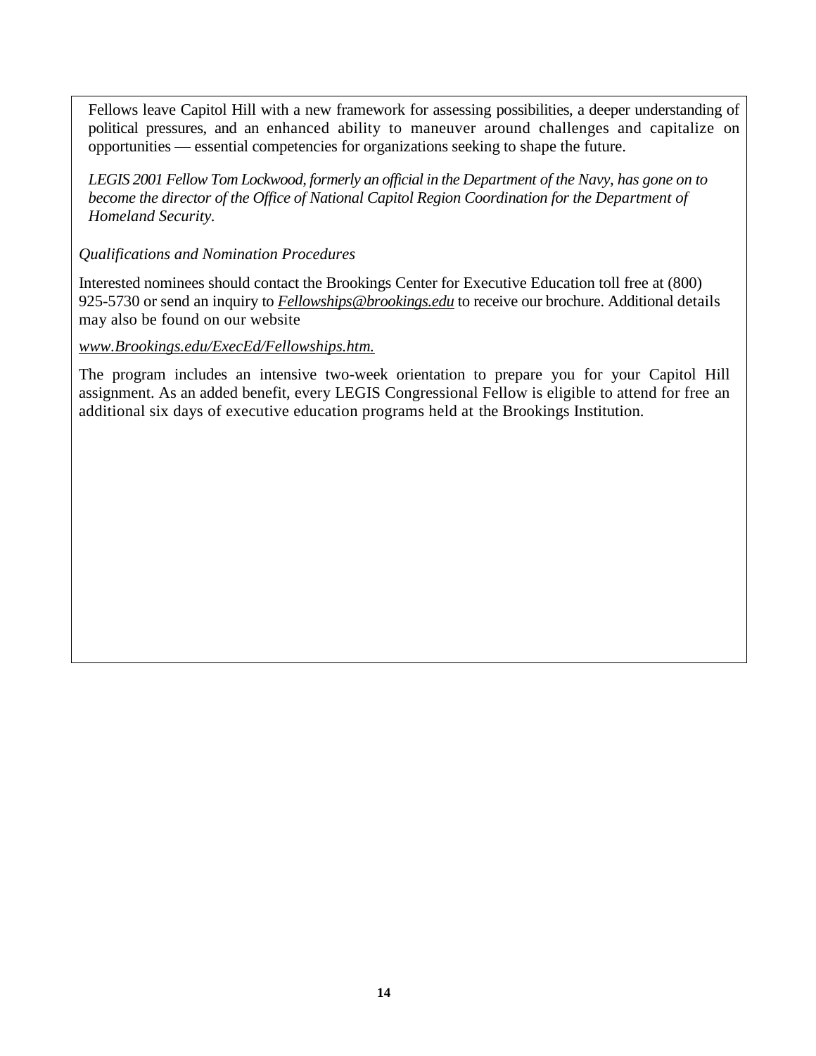Fellows leave Capitol Hill with a new framework for assessing possibilities, a deeper understanding of political pressures, and an enhanced ability to maneuver around challenges and capitalize on opportunities — essential competencies for organizations seeking to shape the future.

*LEGIS 2001 Fellow Tom Lockwood, formerly an official in the Department of the Navy, has gone on to become the director of the Office of National Capitol Region Coordination for the Department of Homeland Security.*

*Qualifications and Nomination Procedures*

Interested nominees should contact the Brookings Center for Executive Education toll free at (800) 925-5730 or send an inquiry to *Fellowships@brookings.edu* to receive our brochure. Additional details may also be found on our website

*www.Brookings.edu/ExecEd/Fellowships.htm.*

The program includes an intensive two-week orientation to prepare you for your Capitol Hill assignment. As an added benefit, every LEGIS Congressional Fellow is eligible to attend for free an additional six days of executive education programs held at the Brookings Institution.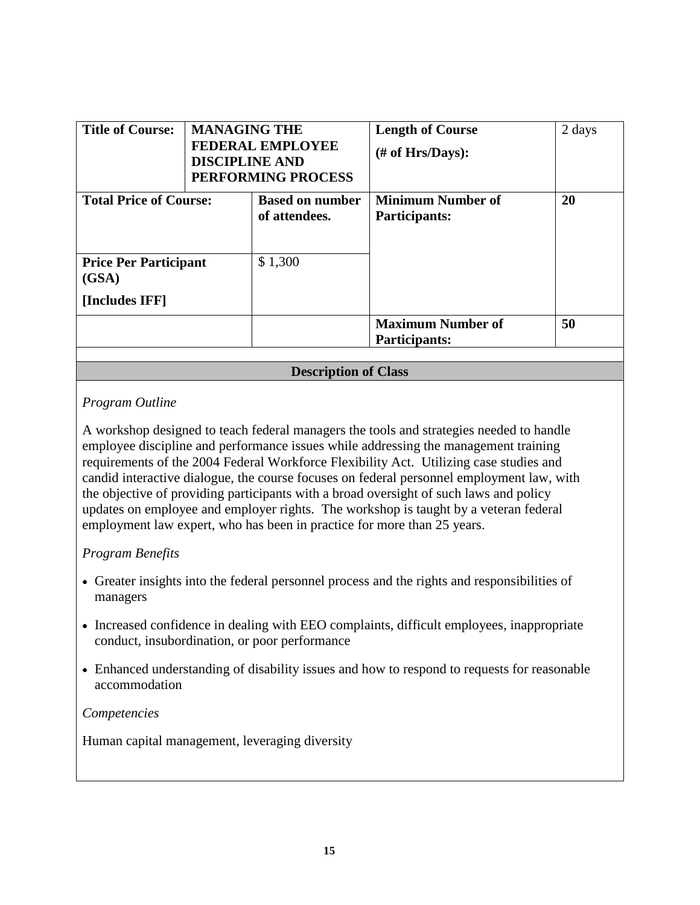| **Title of Course:** | **MANAGING THE FEDERAL EMPLOYEE DISCIPLINE AND PERFORMING PROCESS** | **Length of Course (# of Hrs/Days):** | 2 days |
|---|---|---|---|
| **Total Price of Course:** | **Based on number of attendees.** | **Minimum Number of Participants:** | **20** |
| **Price Per Participant (GSA) [Includes IFF]** | $ 1,300 | | |
| | | **Maximum Number of Participants:** | **50** |

**Description of Class**

*Program Outline*

A workshop designed to teach federal managers the tools and strategies needed to handle employee discipline and performance issues while addressing the management training requirements of the 2004 Federal Workforce Flexibility Act. Utilizing case studies and candid interactive dialogue, the course focuses on federal personnel employment law, with the objective of providing participants with a broad oversight of such laws and policy updates on employee and employer rights. The workshop is taught by a veteran federal employment law expert, who has been in practice for more than 25 years.

*Program Benefits*

- Greater insights into the federal personnel process and the rights and responsibilities of managers
- Increased confidence in dealing with EEO complaints, difficult employees, inappropriate conduct, insubordination, or poor performance
- Enhanced understanding of disability issues and how to respond to requests for reasonable accommodation

*Competencies*

Human capital management, leveraging diversity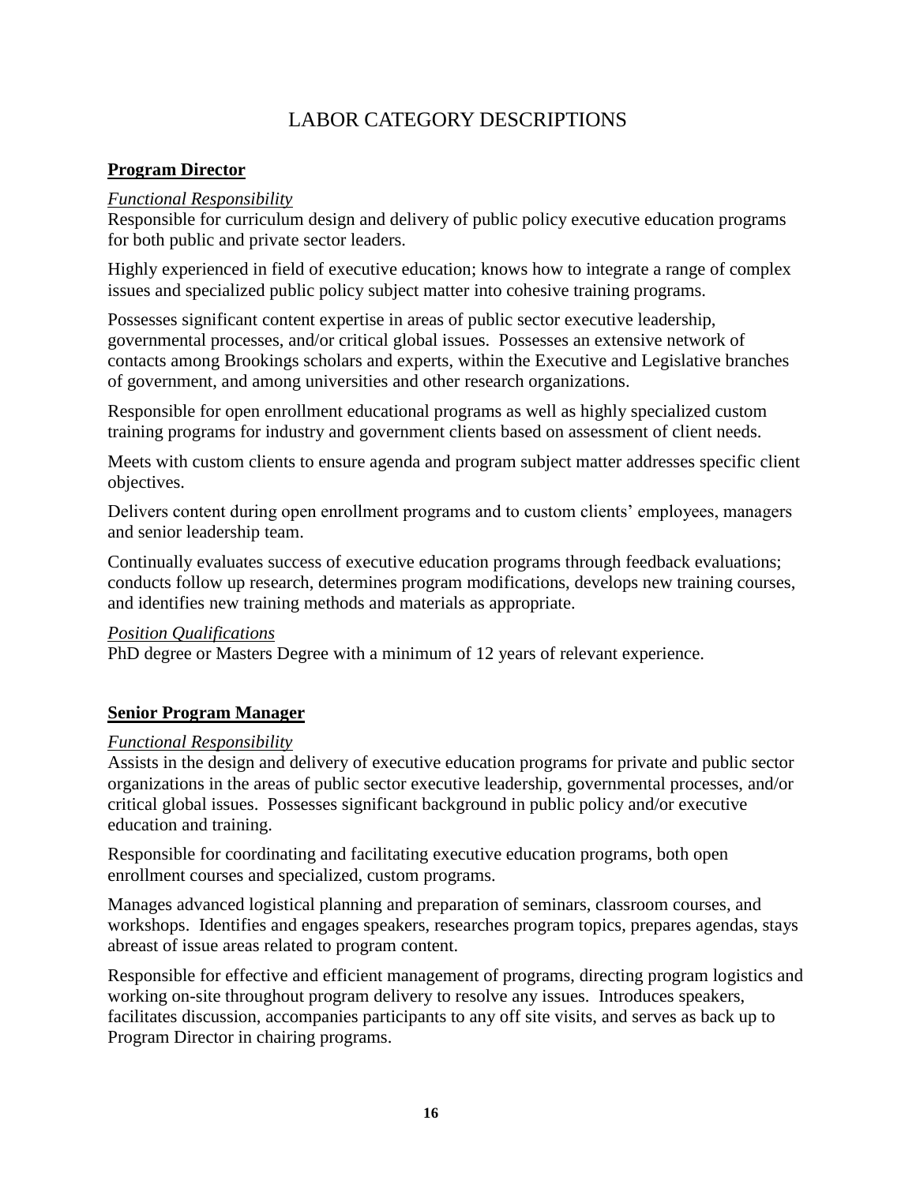# LABOR CATEGORY DESCRIPTIONS

## Program Director

*Functional Responsibility*

Responsible for curriculum design and delivery of public policy executive education programs for both public and private sector leaders.

Highly experienced in field of executive education; knows how to integrate a range of complex issues and specialized public policy subject matter into cohesive training programs.

Possesses significant content expertise in areas of public sector executive leadership, governmental processes, and/or critical global issues. Possesses an extensive network of contacts among Brookings scholars and experts, within the Executive and Legislative branches of government, and among universities and other research organizations.

Responsible for open enrollment educational programs as well as highly specialized custom training programs for industry and government clients based on assessment of client needs.

Meets with custom clients to ensure agenda and program subject matter addresses specific client objectives.

Delivers content during open enrollment programs and to custom clients' employees, managers and senior leadership team.

Continually evaluates success of executive education programs through feedback evaluations; conducts follow up research, determines program modifications, develops new training courses, and identifies new training methods and materials as appropriate.

*Position Qualifications*

PhD degree or Masters Degree with a minimum of 12 years of relevant experience.

## Senior Program Manager

*Functional Responsibility*

Assists in the design and delivery of executive education programs for private and public sector organizations in the areas of public sector executive leadership, governmental processes, and/or critical global issues. Possesses significant background in public policy and/or executive education and training.

Responsible for coordinating and facilitating executive education programs, both open enrollment courses and specialized, custom programs.

Manages advanced logistical planning and preparation of seminars, classroom courses, and workshops. Identifies and engages speakers, researches program topics, prepares agendas, stays abreast of issue areas related to program content.

Responsible for effective and efficient management of programs, directing program logistics and working on-site throughout program delivery to resolve any issues. Introduces speakers, facilitates discussion, accompanies participants to any off site visits, and serves as back up to Program Director in chairing programs.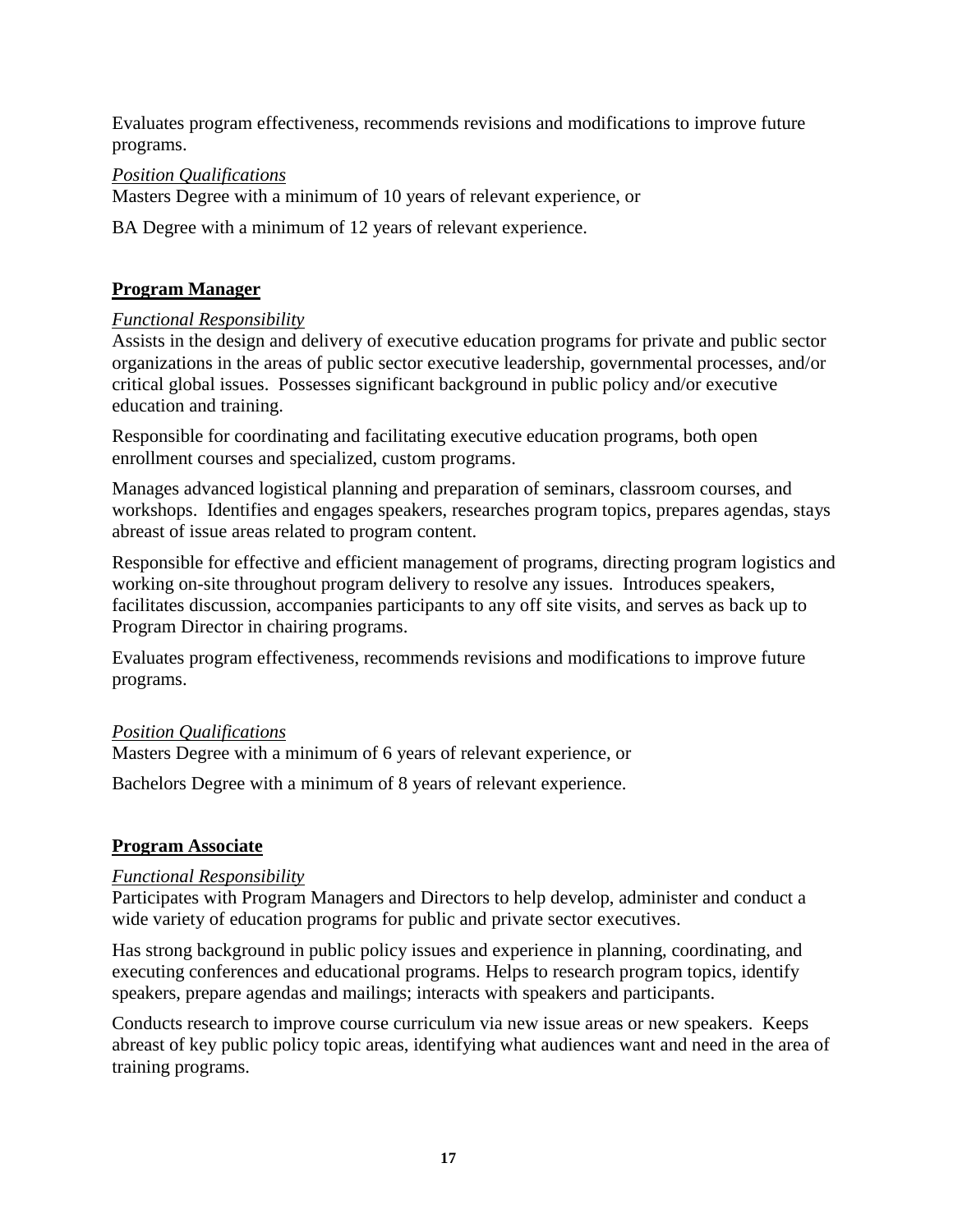Evaluates program effectiveness, recommends revisions and modifications to improve future programs.

*Position Qualifications*
Masters Degree with a minimum of 10 years of relevant experience, or

BA Degree with a minimum of 12 years of relevant experience.

**Program Manager**

*Functional Responsibility*
Assists in the design and delivery of executive education programs for private and public sector organizations in the areas of public sector executive leadership, governmental processes, and/or critical global issues. Possesses significant background in public policy and/or executive education and training.

Responsible for coordinating and facilitating executive education programs, both open enrollment courses and specialized, custom programs.

Manages advanced logistical planning and preparation of seminars, classroom courses, and workshops. Identifies and engages speakers, researches program topics, prepares agendas, stays abreast of issue areas related to program content.

Responsible for effective and efficient management of programs, directing program logistics and working on-site throughout program delivery to resolve any issues. Introduces speakers, facilitates discussion, accompanies participants to any off site visits, and serves as back up to Program Director in chairing programs.

Evaluates program effectiveness, recommends revisions and modifications to improve future programs.

*Position Qualifications*
Masters Degree with a minimum of 6 years of relevant experience, or

Bachelors Degree with a minimum of 8 years of relevant experience.

**Program Associate**

*Functional Responsibility*
Participates with Program Managers and Directors to help develop, administer and conduct a wide variety of education programs for public and private sector executives.

Has strong background in public policy issues and experience in planning, coordinating, and executing conferences and educational programs. Helps to research program topics, identify speakers, prepare agendas and mailings; interacts with speakers and participants.

Conducts research to improve course curriculum via new issue areas or new speakers. Keeps abreast of key public policy topic areas, identifying what audiences want and need in the area of training programs.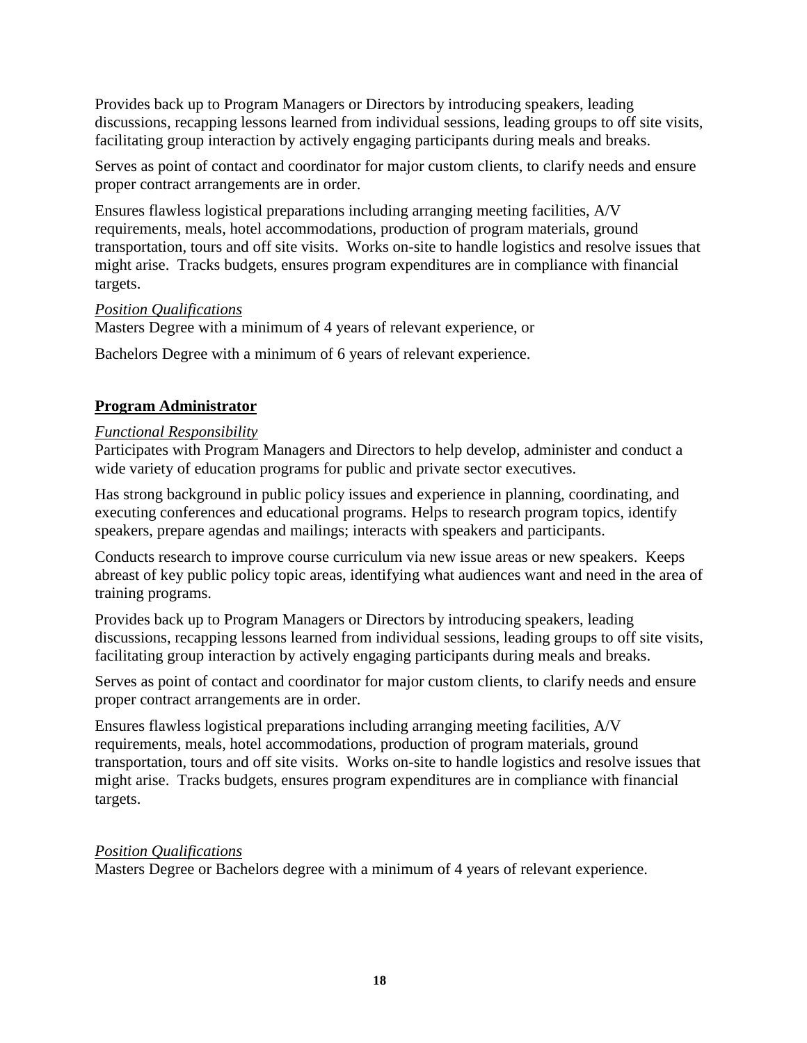Provides back up to Program Managers or Directors by introducing speakers, leading discussions, recapping lessons learned from individual sessions, leading groups to off site visits, facilitating group interaction by actively engaging participants during meals and breaks.

Serves as point of contact and coordinator for major custom clients, to clarify needs and ensure proper contract arrangements are in order.

Ensures flawless logistical preparations including arranging meeting facilities, A/V requirements, meals, hotel accommodations, production of program materials, ground transportation, tours and off site visits. Works on-site to handle logistics and resolve issues that might arise. Tracks budgets, ensures program expenditures are in compliance with financial targets.

*Position Qualifications*
Masters Degree with a minimum of 4 years of relevant experience, or

Bachelors Degree with a minimum of 6 years of relevant experience.

**Program Administrator**

*Functional Responsibility*
Participates with Program Managers and Directors to help develop, administer and conduct a wide variety of education programs for public and private sector executives.

Has strong background in public policy issues and experience in planning, coordinating, and executing conferences and educational programs. Helps to research program topics, identify speakers, prepare agendas and mailings; interacts with speakers and participants.

Conducts research to improve course curriculum via new issue areas or new speakers. Keeps abreast of key public policy topic areas, identifying what audiences want and need in the area of training programs.

Provides back up to Program Managers or Directors by introducing speakers, leading discussions, recapping lessons learned from individual sessions, leading groups to off site visits, facilitating group interaction by actively engaging participants during meals and breaks.

Serves as point of contact and coordinator for major custom clients, to clarify needs and ensure proper contract arrangements are in order.

Ensures flawless logistical preparations including arranging meeting facilities, A/V requirements, meals, hotel accommodations, production of program materials, ground transportation, tours and off site visits. Works on-site to handle logistics and resolve issues that might arise. Tracks budgets, ensures program expenditures are in compliance with financial targets.

*Position Qualifications*
Masters Degree or Bachelors degree with a minimum of 4 years of relevant experience.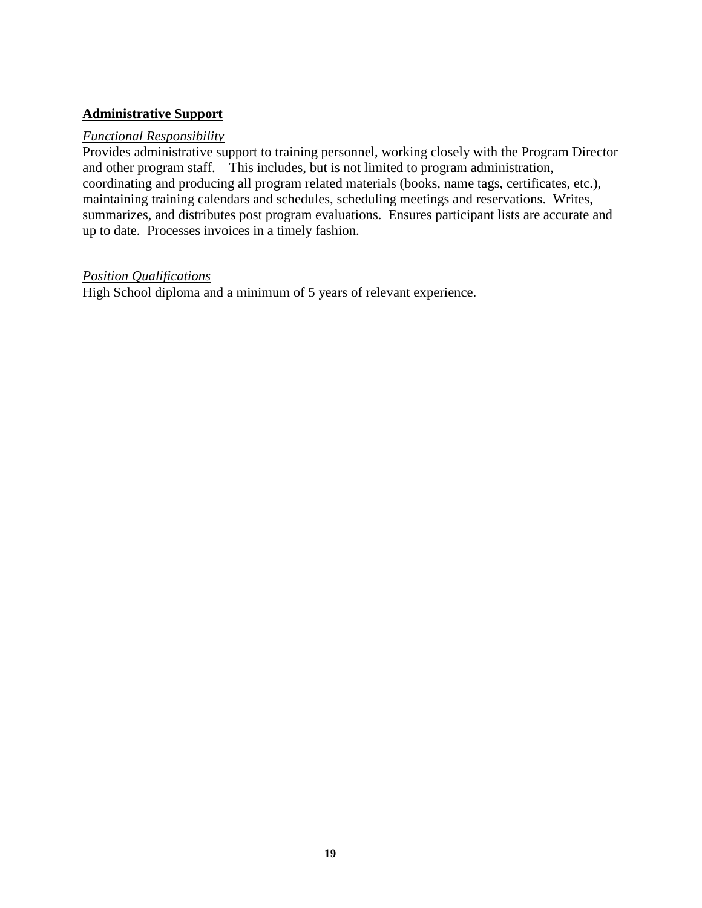## Administrative Support

*Functional Responsibility*

Provides administrative support to training personnel, working closely with the Program Director and other program staff. This includes, but is not limited to program administration, coordinating and producing all program related materials (books, name tags, certificates, etc.), maintaining training calendars and schedules, scheduling meetings and reservations. Writes, summarizes, and distributes post program evaluations. Ensures participant lists are accurate and up to date. Processes invoices in a timely fashion.

*Position Qualifications*

High School diploma and a minimum of 5 years of relevant experience.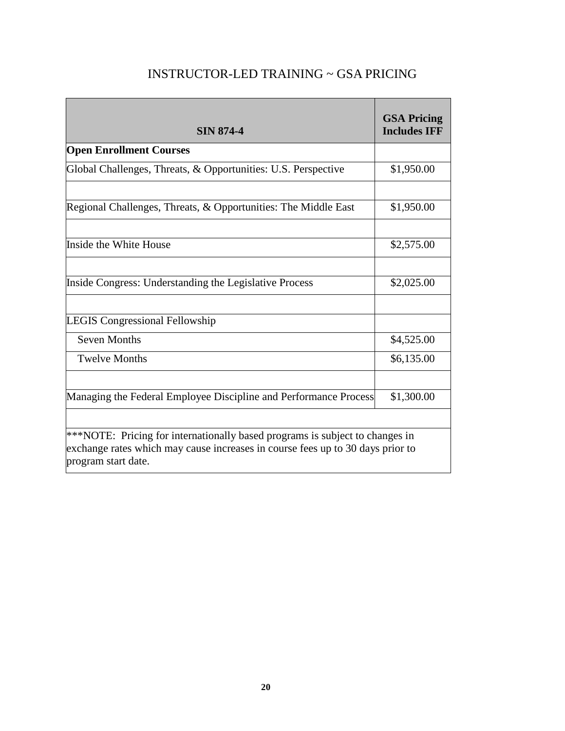# INSTRUCTOR-LED TRAINING ~ GSA PRICING

| SIN 874-4 | GSA Pricing Includes IFF |
|---|---|
| **Open Enrollment Courses** | |
| Global Challenges, Threats, & Opportunities: U.S. Perspective | $1,950.00 |
| | |
| Regional Challenges, Threats, & Opportunities: The Middle East | $1,950.00 |
| | |
| Inside the White House | $2,575.00 |
| | |
| Inside Congress: Understanding the Legislative Process | $2,025.00 |
| | |
| LEGIS Congressional Fellowship | |
| Seven Months | $4,525.00 |
| Twelve Months | $6,135.00 |
| | |
| Managing the Federal Employee Discipline and Performance Process | $1,300.00 |
| | |
| ***NOTE: Pricing for internationally based programs is subject to changes in exchange rates which may cause increases in course fees up to 30 days prior to program start date. | |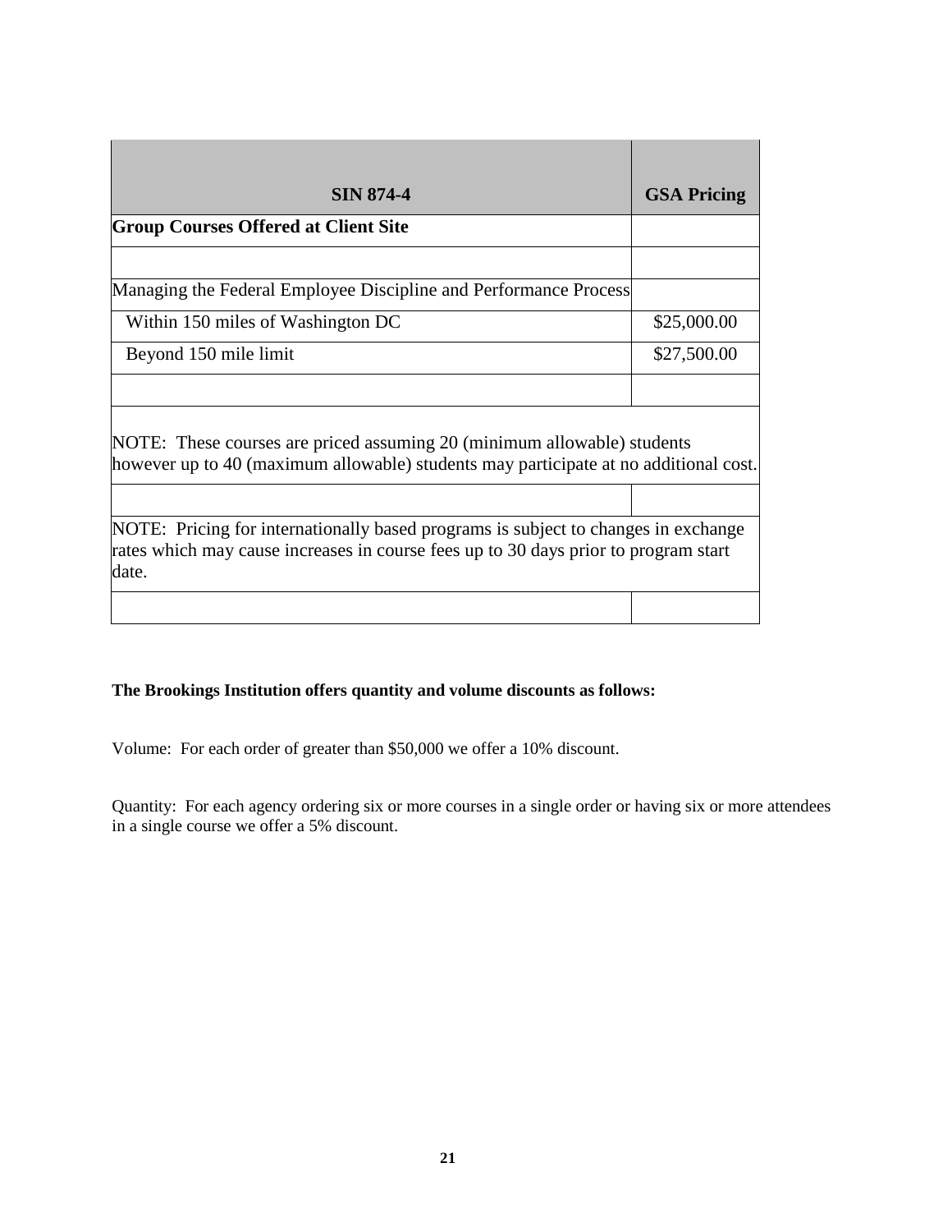| SIN 874-4 | GSA Pricing |
| --- | --- |
| **Group Courses Offered at Client Site** | |
| | |
| Managing the Federal Employee Discipline and Performance Process | |
| Within 150 miles of Washington DC | $25,000.00 |
| Beyond 150 mile limit | $27,500.00 |
| | |
| NOTE: These courses are priced assuming 20 (minimum allowable) students however up to 40 (maximum allowable) students may participate at no additional cost. | |
| | |
| NOTE: Pricing for internationally based programs is subject to changes in exchange rates which may cause increases in course fees up to 30 days prior to program start date. | |
| | |

**The Brookings Institution offers quantity and volume discounts as follows:**

Volume: For each order of greater than $50,000 we offer a 10% discount.

Quantity: For each agency ordering six or more courses in a single order or having six or more attendees in a single course we offer a 5% discount.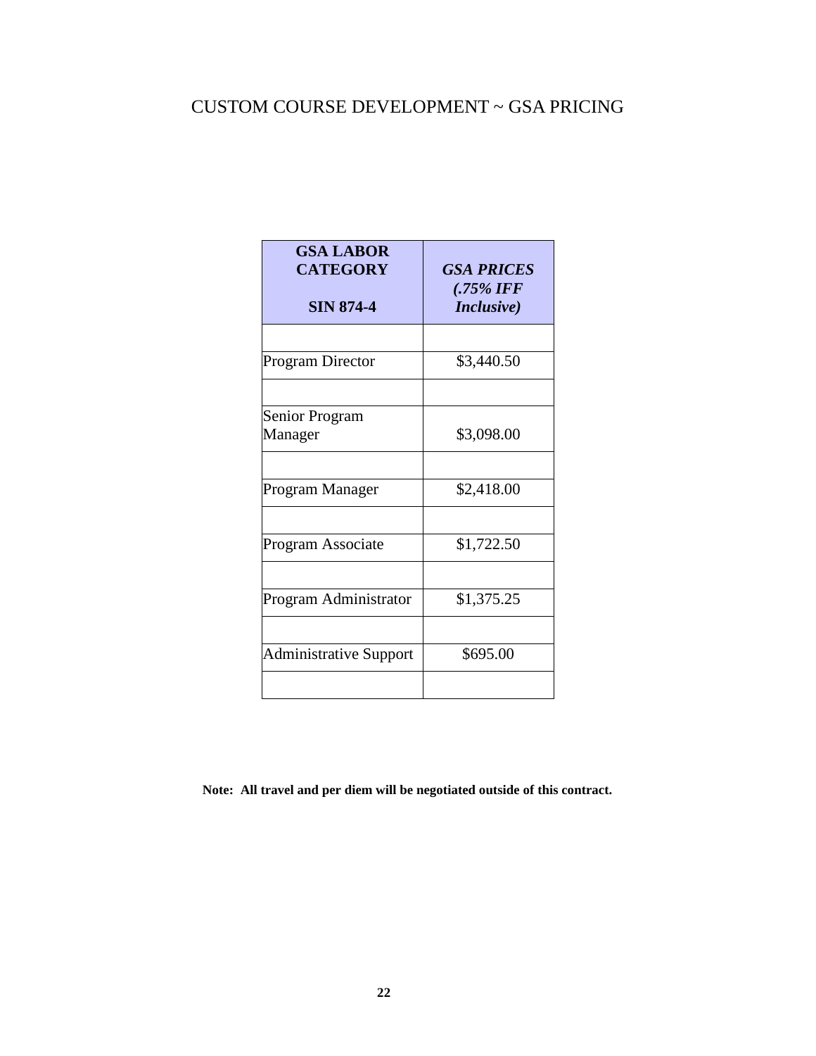# CUSTOM COURSE DEVELOPMENT ~ GSA PRICING

| **GSA LABOR CATEGORY**<br><br>**SIN 874-4** | ***GSA PRICES (.75% IFF Inclusive)*** |
|---|---|
| | |
| Program Director | $3,440.50 |
| | |
| Senior Program Manager | $3,098.00 |
| | |
| Program Manager | $2,418.00 |
| | |
| Program Associate | $1,722.50 |
| | |
| Program Administrator | $1,375.25 |
| | |
| Administrative Support | $695.00 |
| | |

**Note: All travel and per diem will be negotiated outside of this contract.**